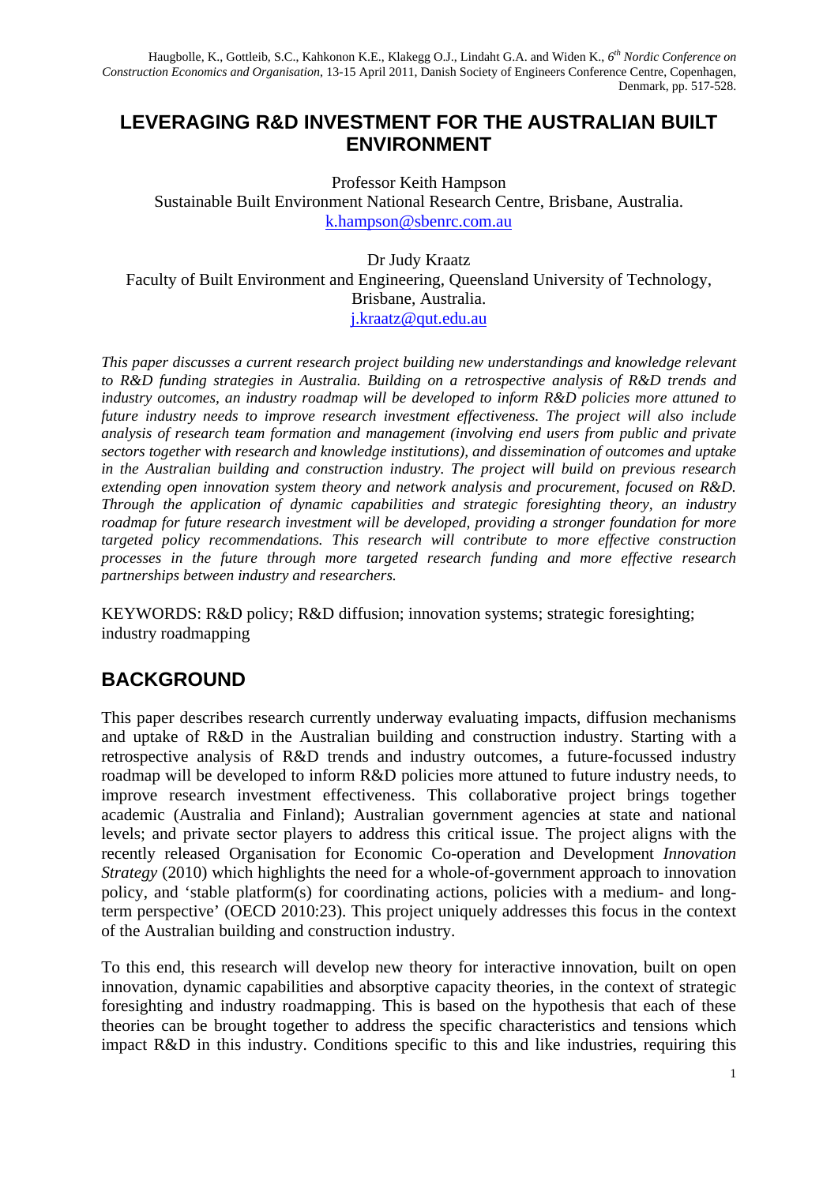Haugbolle, K., Gottleib, S.C., Kahkonon K.E., Klakegg O.J., Lindaht G.A. and Widen K., *6th Nordic Conference on Construction Economics and Organisation*, 13-15 April 2011, Danish Society of Engineers Conference Centre, Copenhagen, Denmark, pp. 517-528.

# LEVERAGING R&D INVESTMENT FOR THE AUSTRALIAN BUILT ENVIRONMENT

Professor Keith Hampson
Sustainable Built Environment National Research Centre, Brisbane, Australia.
k.hampson@sbenrc.com.au

Dr Judy Kraatz
Faculty of Built Environment and Engineering, Queensland University of Technology, Brisbane, Australia.
j.kraatz@qut.edu.au

*This paper discusses a current research project building new understandings and knowledge relevant to R&D funding strategies in Australia. Building on a retrospective analysis of R&D trends and industry outcomes, an industry roadmap will be developed to inform R&D policies more attuned to future industry needs to improve research investment effectiveness. The project will also include analysis of research team formation and management (involving end users from public and private sectors together with research and knowledge institutions), and dissemination of outcomes and uptake in the Australian building and construction industry. The project will build on previous research extending open innovation system theory and network analysis and procurement, focused on R&D. Through the application of dynamic capabilities and strategic foresighting theory, an industry roadmap for future research investment will be developed, providing a stronger foundation for more targeted policy recommendations. This research will contribute to more effective construction processes in the future through more targeted research funding and more effective research partnerships between industry and researchers.*

KEYWORDS: R&D policy; R&D diffusion; innovation systems; strategic foresighting; industry roadmapping

## BACKGROUND

This paper describes research currently underway evaluating impacts, diffusion mechanisms and uptake of R&D in the Australian building and construction industry. Starting with a retrospective analysis of R&D trends and industry outcomes, a future-focussed industry roadmap will be developed to inform R&D policies more attuned to future industry needs, to improve research investment effectiveness. This collaborative project brings together academic (Australia and Finland); Australian government agencies at state and national levels; and private sector players to address this critical issue. The project aligns with the recently released Organisation for Economic Co-operation and Development *Innovation Strategy* (2010) which highlights the need for a whole-of-government approach to innovation policy, and 'stable platform(s) for coordinating actions, policies with a medium- and long-term perspective' (OECD 2010:23). This project uniquely addresses this focus in the context of the Australian building and construction industry.

To this end, this research will develop new theory for interactive innovation, built on open innovation, dynamic capabilities and absorptive capacity theories, in the context of strategic foresighting and industry roadmapping. This is based on the hypothesis that each of these theories can be brought together to address the specific characteristics and tensions which impact R&D in this industry. Conditions specific to this and like industries, requiring this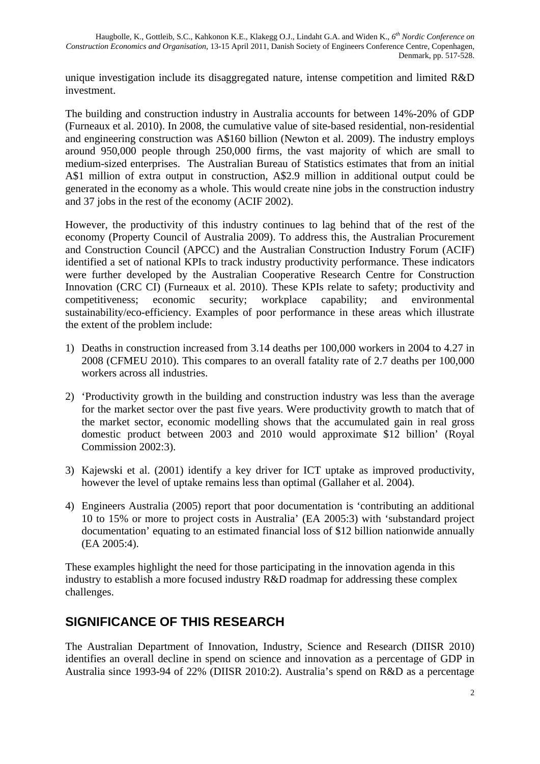unique investigation include its disaggregated nature, intense competition and limited R&D investment.

The building and construction industry in Australia accounts for between 14%-20% of GDP (Furneaux et al. 2010). In 2008, the cumulative value of site-based residential, non-residential and engineering construction was A$160 billion (Newton et al. 2009). The industry employs around 950,000 people through 250,000 firms, the vast majority of which are small to medium-sized enterprises. The Australian Bureau of Statistics estimates that from an initial A$1 million of extra output in construction, A$2.9 million in additional output could be generated in the economy as a whole. This would create nine jobs in the construction industry and 37 jobs in the rest of the economy (ACIF 2002).

However, the productivity of this industry continues to lag behind that of the rest of the economy (Property Council of Australia 2009). To address this, the Australian Procurement and Construction Council (APCC) and the Australian Construction Industry Forum (ACIF) identified a set of national KPIs to track industry productivity performance. These indicators were further developed by the Australian Cooperative Research Centre for Construction Innovation (CRC CI) (Furneaux et al. 2010). These KPIs relate to safety; productivity and competitiveness; economic security; workplace capability; and environmental sustainability/eco-efficiency. Examples of poor performance in these areas which illustrate the extent of the problem include:

1) Deaths in construction increased from 3.14 deaths per 100,000 workers in 2004 to 4.27 in 2008 (CFMEU 2010). This compares to an overall fatality rate of 2.7 deaths per 100,000 workers across all industries.
2) 'Productivity growth in the building and construction industry was less than the average for the market sector over the past five years. Were productivity growth to match that of the market sector, economic modelling shows that the accumulated gain in real gross domestic product between 2003 and 2010 would approximate $12 billion' (Royal Commission 2002:3).
3) Kajewski et al. (2001) identify a key driver for ICT uptake as improved productivity, however the level of uptake remains less than optimal (Gallaher et al. 2004).
4) Engineers Australia (2005) report that poor documentation is 'contributing an additional 10 to 15% or more to project costs in Australia' (EA 2005:3) with 'substandard project documentation' equating to an estimated financial loss of $12 billion nationwide annually (EA 2005:4).

These examples highlight the need for those participating in the innovation agenda in this industry to establish a more focused industry R&D roadmap for addressing these complex challenges.

## SIGNIFICANCE OF THIS RESEARCH

The Australian Department of Innovation, Industry, Science and Research (DIISR 2010) identifies an overall decline in spend on science and innovation as a percentage of GDP in Australia since 1993-94 of 22% (DIISR 2010:2). Australia's spend on R&D as a percentage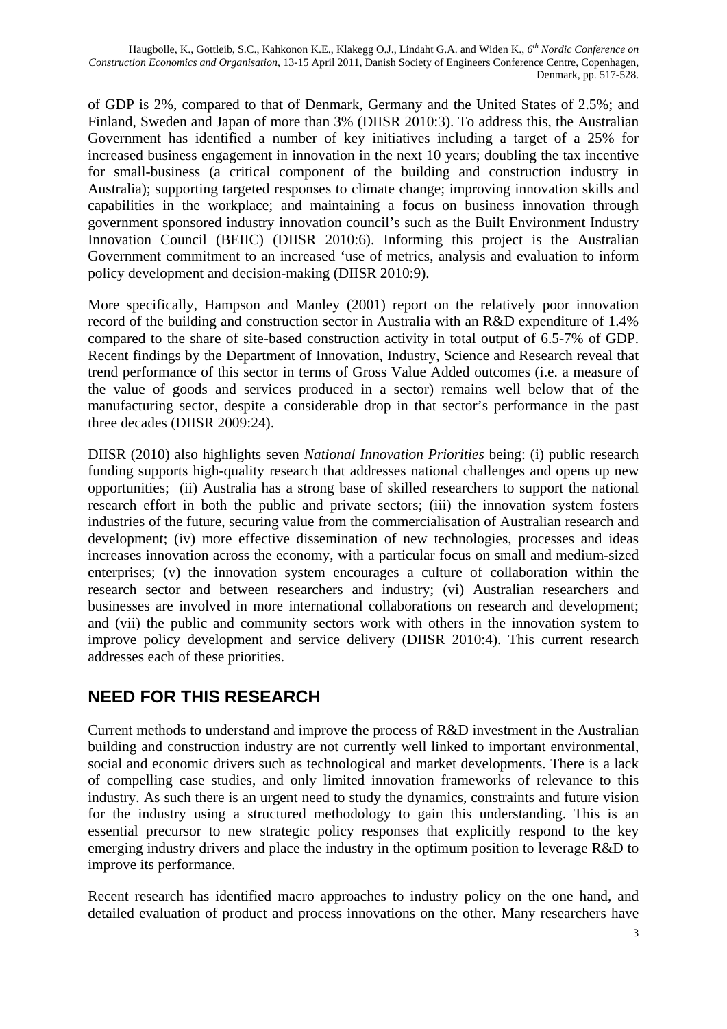of GDP is 2%, compared to that of Denmark, Germany and the United States of 2.5%; and Finland, Sweden and Japan of more than 3% (DIISR 2010:3). To address this, the Australian Government has identified a number of key initiatives including a target of a 25% for increased business engagement in innovation in the next 10 years; doubling the tax incentive for small-business (a critical component of the building and construction industry in Australia); supporting targeted responses to climate change; improving innovation skills and capabilities in the workplace; and maintaining a focus on business innovation through government sponsored industry innovation council's such as the Built Environment Industry Innovation Council (BEIIC) (DIISR 2010:6). Informing this project is the Australian Government commitment to an increased 'use of metrics, analysis and evaluation to inform policy development and decision-making (DIISR 2010:9).

More specifically, Hampson and Manley (2001) report on the relatively poor innovation record of the building and construction sector in Australia with an R&D expenditure of 1.4% compared to the share of site-based construction activity in total output of 6.5-7% of GDP. Recent findings by the Department of Innovation, Industry, Science and Research reveal that trend performance of this sector in terms of Gross Value Added outcomes (i.e. a measure of the value of goods and services produced in a sector) remains well below that of the manufacturing sector, despite a considerable drop in that sector's performance in the past three decades (DIISR 2009:24).

DIISR (2010) also highlights seven *National Innovation Priorities* being: (i) public research funding supports high-quality research that addresses national challenges and opens up new opportunities; (ii) Australia has a strong base of skilled researchers to support the national research effort in both the public and private sectors; (iii) the innovation system fosters industries of the future, securing value from the commercialisation of Australian research and development; (iv) more effective dissemination of new technologies, processes and ideas increases innovation across the economy, with a particular focus on small and medium-sized enterprises; (v) the innovation system encourages a culture of collaboration within the research sector and between researchers and industry; (vi) Australian researchers and businesses are involved in more international collaborations on research and development; and (vii) the public and community sectors work with others in the innovation system to improve policy development and service delivery (DIISR 2010:4). This current research addresses each of these priorities.

## NEED FOR THIS RESEARCH

Current methods to understand and improve the process of R&D investment in the Australian building and construction industry are not currently well linked to important environmental, social and economic drivers such as technological and market developments. There is a lack of compelling case studies, and only limited innovation frameworks of relevance to this industry. As such there is an urgent need to study the dynamics, constraints and future vision for the industry using a structured methodology to gain this understanding. This is an essential precursor to new strategic policy responses that explicitly respond to the key emerging industry drivers and place the industry in the optimum position to leverage R&D to improve its performance.

Recent research has identified macro approaches to industry policy on the one hand, and detailed evaluation of product and process innovations on the other. Many researchers have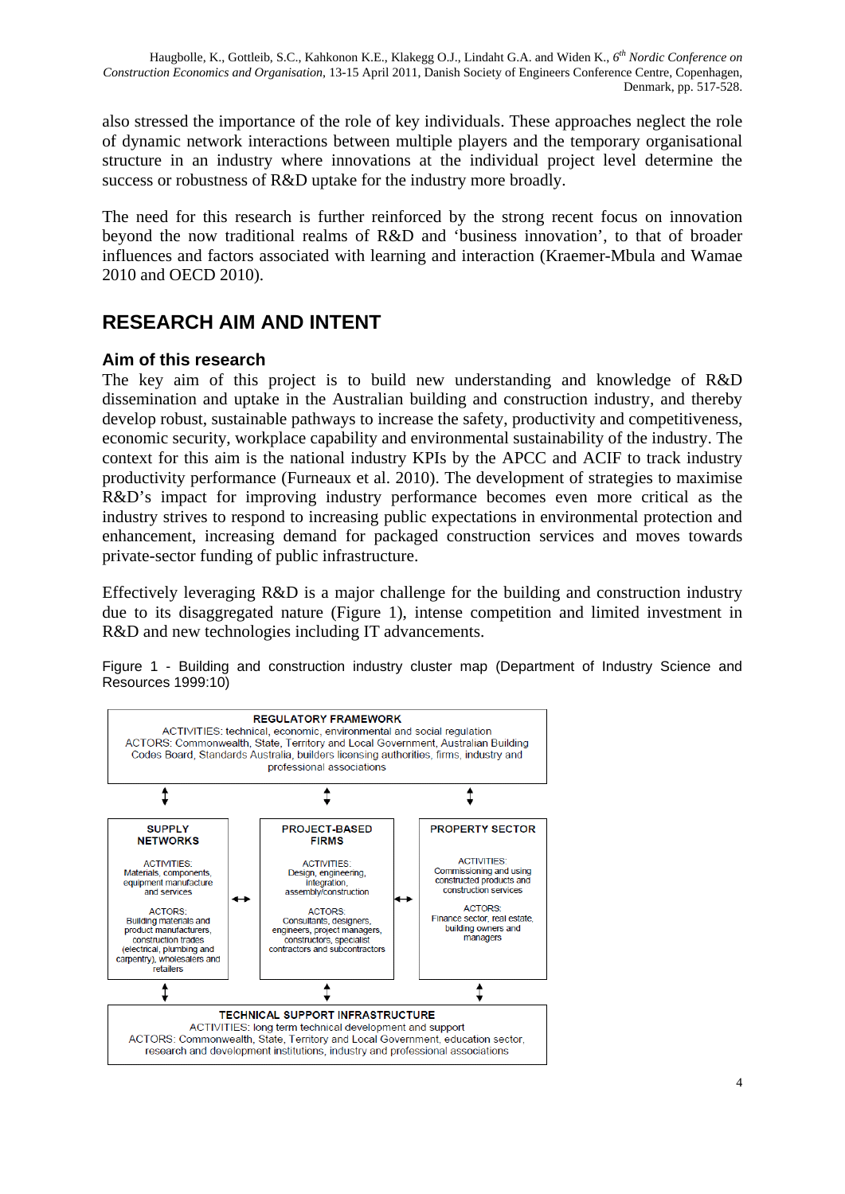also stressed the importance of the role of key individuals. These approaches neglect the role of dynamic network interactions between multiple players and the temporary organisational structure in an industry where innovations at the individual project level determine the success or robustness of R&D uptake for the industry more broadly.

The need for this research is further reinforced by the strong recent focus on innovation beyond the now traditional realms of R&D and 'business innovation', to that of broader influences and factors associated with learning and interaction (Kraemer-Mbula and Wamae 2010 and OECD 2010).

## RESEARCH AIM AND INTENT

### Aim of this research

The key aim of this project is to build new understanding and knowledge of R&D dissemination and uptake in the Australian building and construction industry, and thereby develop robust, sustainable pathways to increase the safety, productivity and competitiveness, economic security, workplace capability and environmental sustainability of the industry. The context for this aim is the national industry KPIs by the APCC and ACIF to track industry productivity performance (Furneaux et al. 2010). The development of strategies to maximise R&D's impact for improving industry performance becomes even more critical as the industry strives to respond to increasing public expectations in environmental protection and enhancement, increasing demand for packaged construction services and moves towards private-sector funding of public infrastructure.

Effectively leveraging R&D is a major challenge for the building and construction industry due to its disaggregated nature (Figure 1), intense competition and limited investment in R&D and new technologies including IT advancements.

Figure 1 - Building and construction industry cluster map (Department of Industry Science and Resources 1999:10)

**REGULATORY FRAMEWORK**
ACTIVITIES: technical, economic, environmental and social regulation
ACTORS: Commonwealth, State, Territory and Local Government, Australian Building Codes Board, Standards Australia, builders licensing authorities, firms, industry and professional associations

↕ ↕ ↕

| **SUPPLY NETWORKS** | ↔ | **PROJECT-BASED FIRMS** | ↔ | **PROPERTY SECTOR** |
|---|---|---|---|---|
| ACTIVITIES: Materials, components, equipment manufacture and services | | ACTIVITIES: Design, engineering, integration, assembly/construction | | ACTIVITIES: Commissioning and using constructed products and construction services |
| ACTORS: Building materials and product manufacturers, construction trades (electrical, plumbing and carpentry), wholesalers and retailers | | ACTORS: Consultants, designers, engineers, project managers, constructors, specialist contractors and subcontractors | | ACTORS: Finance sector, real estate, building owners and managers |

↕ ↕ ↕

**TECHNICAL SUPPORT INFRASTRUCTURE**
ACTIVITIES: long term technical development and support
ACTORS: Commonwealth, State, Territory and Local Government, education sector, research and development institutions, industry and professional associations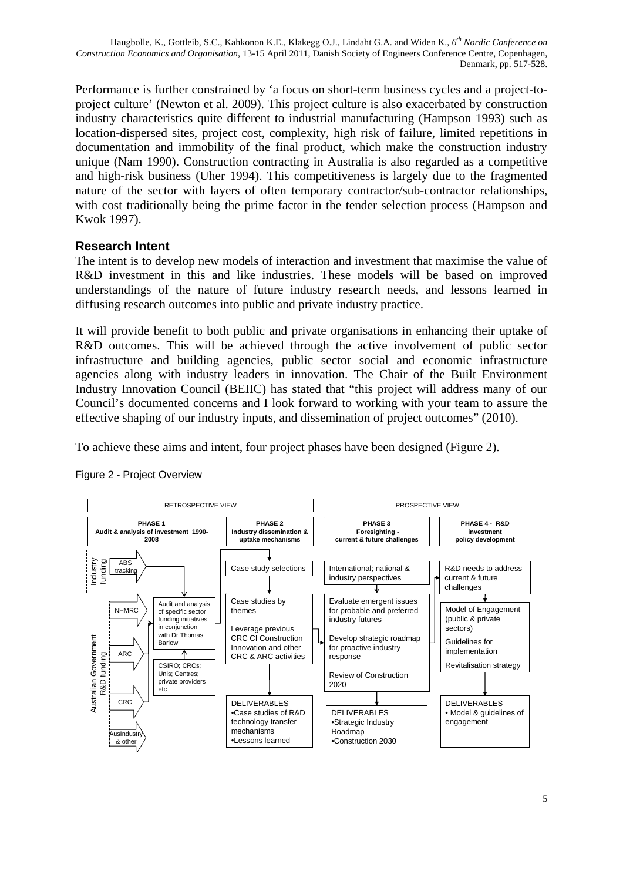Performance is further constrained by 'a focus on short-term business cycles and a project-to-project culture' (Newton et al. 2009). This project culture is also exacerbated by construction industry characteristics quite different to industrial manufacturing (Hampson 1993) such as location-dispersed sites, project cost, complexity, high risk of failure, limited repetitions in documentation and immobility of the final product, which make the construction industry unique (Nam 1990). Construction contracting in Australia is also regarded as a competitive and high-risk business (Uher 1994). This competitiveness is largely due to the fragmented nature of the sector with layers of often temporary contractor/sub-contractor relationships, with cost traditionally being the prime factor in the tender selection process (Hampson and Kwok 1997).

## Research Intent

The intent is to develop new models of interaction and investment that maximise the value of R&D investment in this and like industries. These models will be based on improved understandings of the nature of future industry research needs, and lessons learned in diffusing research outcomes into public and private industry practice.

It will provide benefit to both public and private organisations in enhancing their uptake of R&D outcomes. This will be achieved through the active involvement of public sector infrastructure and building agencies, public sector social and economic infrastructure agencies along with industry leaders in innovation. The Chair of the Built Environment Industry Innovation Council (BEIIC) has stated that "this project will address many of our Council's documented concerns and I look forward to working with your team to assure the effective shaping of our industry inputs, and dissemination of project outcomes" (2010).

To achieve these aims and intent, four project phases have been designed (Figure 2).

Figure 2 - Project Overview

RETROSPECTIVE VIEW | PROSPECTIVE VIEW

**PHASE 1** Audit & analysis of investment 1990-2008

- Industry funding: ABS tracking
- Australian Government R&D funding: NHMRC; ARC; CRC; AusIndustry & other
- Audit and analysis of specific sector funding initiatives in conjunction with Dr Thomas Barlow
- CSIRO; CRCs; Unis; Centres; private providers etc

**PHASE 2** Industry dissemination & uptake mechanisms

- Case study selections
- Case studies by themes
- Leverage previous CRC CI Construction Innovation and other CRC & ARC activities
- DELIVERABLES
  - •Case studies of R&D technology transfer mechanisms
  - •Lessons learned

**PHASE 3** Foresighting - current & future challenges

- International; national & industry perspectives
- Evaluate emergent issues for probable and preferred industry futures
- Develop strategic roadmap for proactive industry response
- Review of Construction 2020
- DELIVERABLES
  - •Strategic Industry Roadmap
  - •Construction 2030

**PHASE 4 - R&D investment policy development**

- R&D needs to address current & future challenges
- Model of Engagement (public & private sectors)
- Guidelines for implementation
- Revitalisation strategy
- DELIVERABLES
  - • Model & guidelines of engagement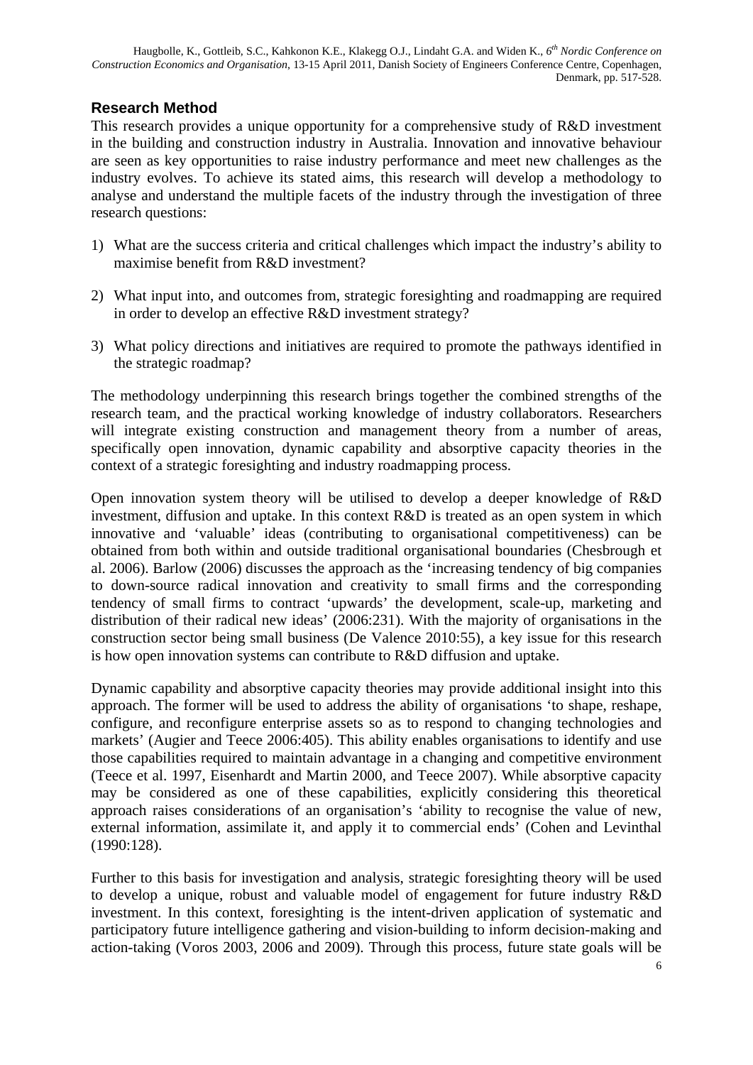## Research Method

This research provides a unique opportunity for a comprehensive study of R&D investment in the building and construction industry in Australia. Innovation and innovative behaviour are seen as key opportunities to raise industry performance and meet new challenges as the industry evolves. To achieve its stated aims, this research will develop a methodology to analyse and understand the multiple facets of the industry through the investigation of three research questions:

1) What are the success criteria and critical challenges which impact the industry's ability to maximise benefit from R&D investment?

2) What input into, and outcomes from, strategic foresighting and roadmapping are required in order to develop an effective R&D investment strategy?

3) What policy directions and initiatives are required to promote the pathways identified in the strategic roadmap?

The methodology underpinning this research brings together the combined strengths of the research team, and the practical working knowledge of industry collaborators. Researchers will integrate existing construction and management theory from a number of areas, specifically open innovation, dynamic capability and absorptive capacity theories in the context of a strategic foresighting and industry roadmapping process.

Open innovation system theory will be utilised to develop a deeper knowledge of R&D investment, diffusion and uptake. In this context R&D is treated as an open system in which innovative and 'valuable' ideas (contributing to organisational competitiveness) can be obtained from both within and outside traditional organisational boundaries (Chesbrough et al. 2006). Barlow (2006) discusses the approach as the 'increasing tendency of big companies to down-source radical innovation and creativity to small firms and the corresponding tendency of small firms to contract 'upwards' the development, scale-up, marketing and distribution of their radical new ideas' (2006:231). With the majority of organisations in the construction sector being small business (De Valence 2010:55), a key issue for this research is how open innovation systems can contribute to R&D diffusion and uptake.

Dynamic capability and absorptive capacity theories may provide additional insight into this approach. The former will be used to address the ability of organisations 'to shape, reshape, configure, and reconfigure enterprise assets so as to respond to changing technologies and markets' (Augier and Teece 2006:405). This ability enables organisations to identify and use those capabilities required to maintain advantage in a changing and competitive environment (Teece et al. 1997, Eisenhardt and Martin 2000, and Teece 2007). While absorptive capacity may be considered as one of these capabilities, explicitly considering this theoretical approach raises considerations of an organisation's 'ability to recognise the value of new, external information, assimilate it, and apply it to commercial ends' (Cohen and Levinthal (1990:128).

Further to this basis for investigation and analysis, strategic foresighting theory will be used to develop a unique, robust and valuable model of engagement for future industry R&D investment. In this context, foresighting is the intent-driven application of systematic and participatory future intelligence gathering and vision-building to inform decision-making and action-taking (Voros 2003, 2006 and 2009). Through this process, future state goals will be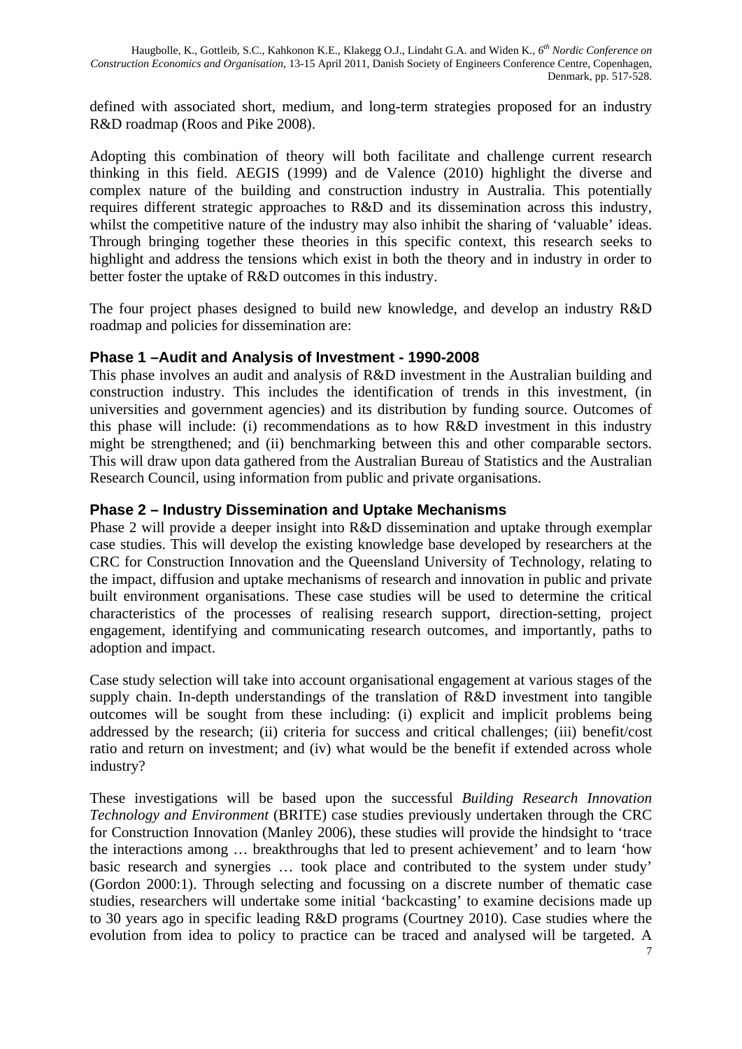defined with associated short, medium, and long-term strategies proposed for an industry R&D roadmap (Roos and Pike 2008).

Adopting this combination of theory will both facilitate and challenge current research thinking in this field. AEGIS (1999) and de Valence (2010) highlight the diverse and complex nature of the building and construction industry in Australia. This potentially requires different strategic approaches to R&D and its dissemination across this industry, whilst the competitive nature of the industry may also inhibit the sharing of 'valuable' ideas. Through bringing together these theories in this specific context, this research seeks to highlight and address the tensions which exist in both the theory and in industry in order to better foster the uptake of R&D outcomes in this industry.

The four project phases designed to build new knowledge, and develop an industry R&D roadmap and policies for dissemination are:

### Phase 1 –Audit and Analysis of Investment - 1990-2008

This phase involves an audit and analysis of R&D investment in the Australian building and construction industry. This includes the identification of trends in this investment, (in universities and government agencies) and its distribution by funding source. Outcomes of this phase will include: (i) recommendations as to how R&D investment in this industry might be strengthened; and (ii) benchmarking between this and other comparable sectors. This will draw upon data gathered from the Australian Bureau of Statistics and the Australian Research Council, using information from public and private organisations.

### Phase 2 – Industry Dissemination and Uptake Mechanisms

Phase 2 will provide a deeper insight into R&D dissemination and uptake through exemplar case studies. This will develop the existing knowledge base developed by researchers at the CRC for Construction Innovation and the Queensland University of Technology, relating to the impact, diffusion and uptake mechanisms of research and innovation in public and private built environment organisations. These case studies will be used to determine the critical characteristics of the processes of realising research support, direction-setting, project engagement, identifying and communicating research outcomes, and importantly, paths to adoption and impact.

Case study selection will take into account organisational engagement at various stages of the supply chain. In-depth understandings of the translation of R&D investment into tangible outcomes will be sought from these including: (i) explicit and implicit problems being addressed by the research; (ii) criteria for success and critical challenges; (iii) benefit/cost ratio and return on investment; and (iv) what would be the benefit if extended across whole industry?

These investigations will be based upon the successful *Building Research Innovation Technology and Environment* (BRITE) case studies previously undertaken through the CRC for Construction Innovation (Manley 2006), these studies will provide the hindsight to 'trace the interactions among … breakthroughs that led to present achievement' and to learn 'how basic research and synergies … took place and contributed to the system under study' (Gordon 2000:1). Through selecting and focussing on a discrete number of thematic case studies, researchers will undertake some initial 'backcasting' to examine decisions made up to 30 years ago in specific leading R&D programs (Courtney 2010). Case studies where the evolution from idea to policy to practice can be traced and analysed will be targeted. A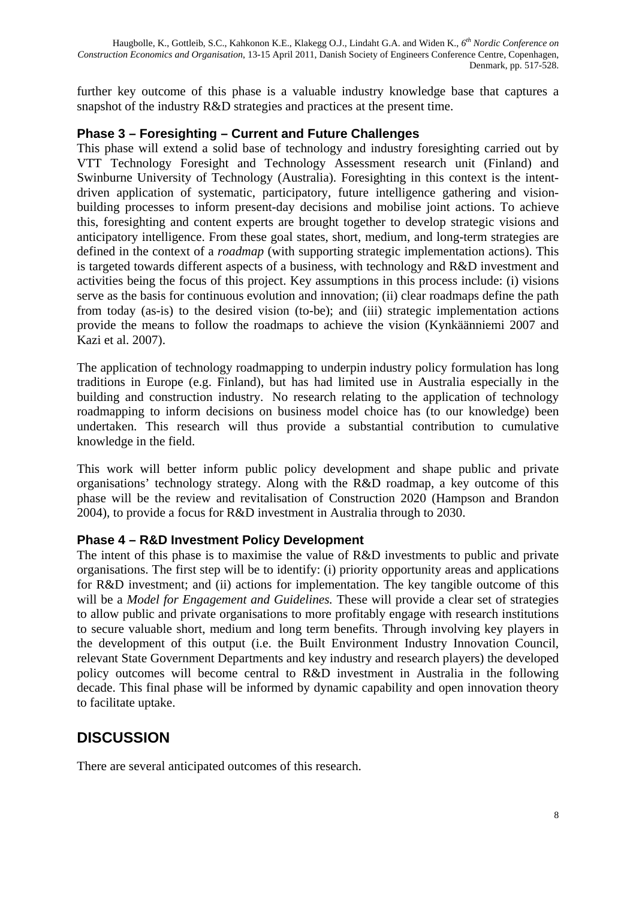further key outcome of this phase is a valuable industry knowledge base that captures a snapshot of the industry R&D strategies and practices at the present time.

### Phase 3 – Foresighting – Current and Future Challenges

This phase will extend a solid base of technology and industry foresighting carried out by VTT Technology Foresight and Technology Assessment research unit (Finland) and Swinburne University of Technology (Australia). Foresighting in this context is the intent-driven application of systematic, participatory, future intelligence gathering and vision-building processes to inform present-day decisions and mobilise joint actions. To achieve this, foresighting and content experts are brought together to develop strategic visions and anticipatory intelligence. From these goal states, short, medium, and long-term strategies are defined in the context of a *roadmap* (with supporting strategic implementation actions). This is targeted towards different aspects of a business, with technology and R&D investment and activities being the focus of this project. Key assumptions in this process include: (i) visions serve as the basis for continuous evolution and innovation; (ii) clear roadmaps define the path from today (as-is) to the desired vision (to-be); and (iii) strategic implementation actions provide the means to follow the roadmaps to achieve the vision (Kynkäänniemi 2007 and Kazi et al. 2007).

The application of technology roadmapping to underpin industry policy formulation has long traditions in Europe (e.g. Finland), but has had limited use in Australia especially in the building and construction industry. No research relating to the application of technology roadmapping to inform decisions on business model choice has (to our knowledge) been undertaken. This research will thus provide a substantial contribution to cumulative knowledge in the field.

This work will better inform public policy development and shape public and private organisations' technology strategy. Along with the R&D roadmap, a key outcome of this phase will be the review and revitalisation of Construction 2020 (Hampson and Brandon 2004), to provide a focus for R&D investment in Australia through to 2030.

### Phase 4 – R&D Investment Policy Development

The intent of this phase is to maximise the value of R&D investments to public and private organisations. The first step will be to identify: (i) priority opportunity areas and applications for R&D investment; and (ii) actions for implementation. The key tangible outcome of this will be a *Model for Engagement and Guidelines.* These will provide a clear set of strategies to allow public and private organisations to more profitably engage with research institutions to secure valuable short, medium and long term benefits. Through involving key players in the development of this output (i.e. the Built Environment Industry Innovation Council, relevant State Government Departments and key industry and research players) the developed policy outcomes will become central to R&D investment in Australia in the following decade. This final phase will be informed by dynamic capability and open innovation theory to facilitate uptake.

## DISCUSSION

There are several anticipated outcomes of this research.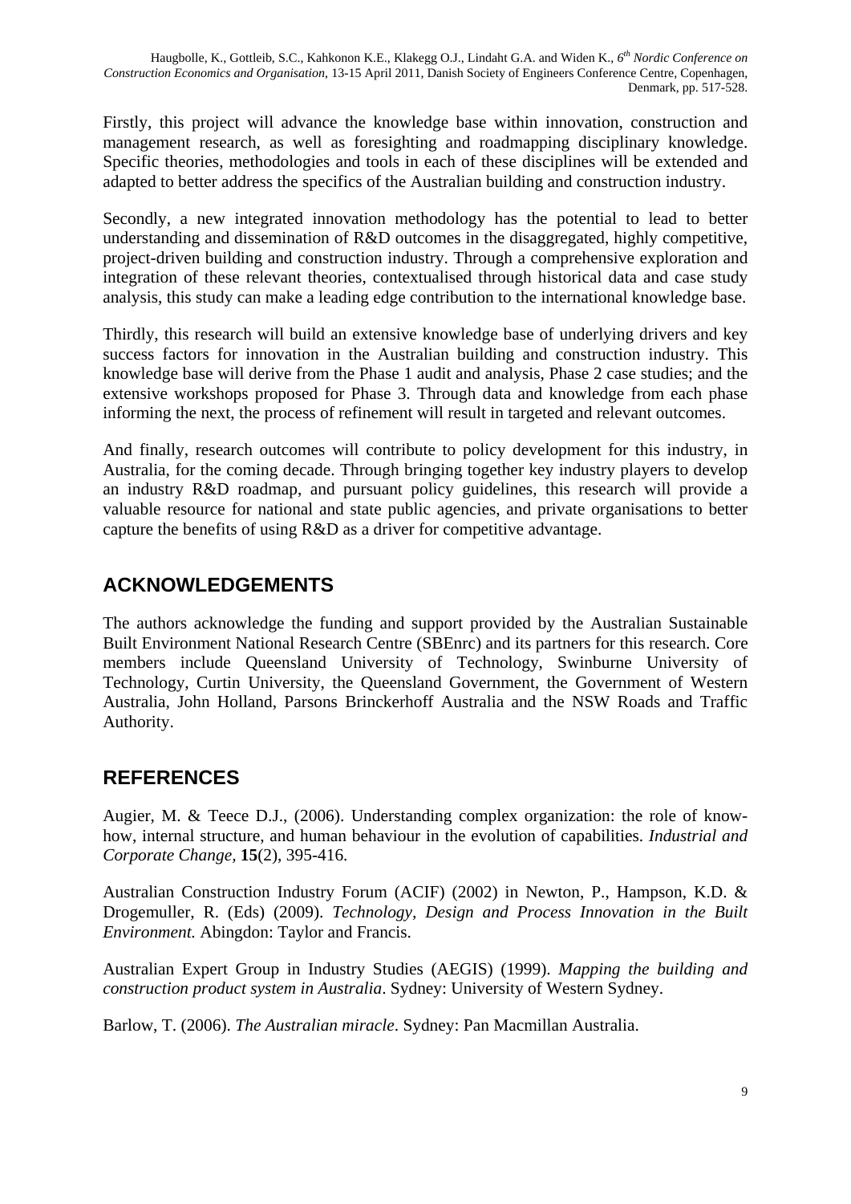Firstly, this project will advance the knowledge base within innovation, construction and management research, as well as foresighting and roadmapping disciplinary knowledge. Specific theories, methodologies and tools in each of these disciplines will be extended and adapted to better address the specifics of the Australian building and construction industry.

Secondly, a new integrated innovation methodology has the potential to lead to better understanding and dissemination of R&D outcomes in the disaggregated, highly competitive, project-driven building and construction industry. Through a comprehensive exploration and integration of these relevant theories, contextualised through historical data and case study analysis, this study can make a leading edge contribution to the international knowledge base.

Thirdly, this research will build an extensive knowledge base of underlying drivers and key success factors for innovation in the Australian building and construction industry. This knowledge base will derive from the Phase 1 audit and analysis, Phase 2 case studies; and the extensive workshops proposed for Phase 3. Through data and knowledge from each phase informing the next, the process of refinement will result in targeted and relevant outcomes.

And finally, research outcomes will contribute to policy development for this industry, in Australia, for the coming decade. Through bringing together key industry players to develop an industry R&D roadmap, and pursuant policy guidelines, this research will provide a valuable resource for national and state public agencies, and private organisations to better capture the benefits of using R&D as a driver for competitive advantage.

## ACKNOWLEDGEMENTS

The authors acknowledge the funding and support provided by the Australian Sustainable Built Environment National Research Centre (SBEnrc) and its partners for this research. Core members include Queensland University of Technology, Swinburne University of Technology, Curtin University, the Queensland Government, the Government of Western Australia, John Holland, Parsons Brinckerhoff Australia and the NSW Roads and Traffic Authority.

## REFERENCES

Augier, M. & Teece D.J., (2006). Understanding complex organization: the role of know-how, internal structure, and human behaviour in the evolution of capabilities. *Industrial and Corporate Change*, **15**(2), 395-416.

Australian Construction Industry Forum (ACIF) (2002) in Newton, P., Hampson, K.D. & Drogemuller, R. (Eds) (2009). *Technology, Design and Process Innovation in the Built Environment.* Abingdon: Taylor and Francis.

Australian Expert Group in Industry Studies (AEGIS) (1999). *Mapping the building and construction product system in Australia*. Sydney: University of Western Sydney.

Barlow, T. (2006). *The Australian miracle*. Sydney: Pan Macmillan Australia.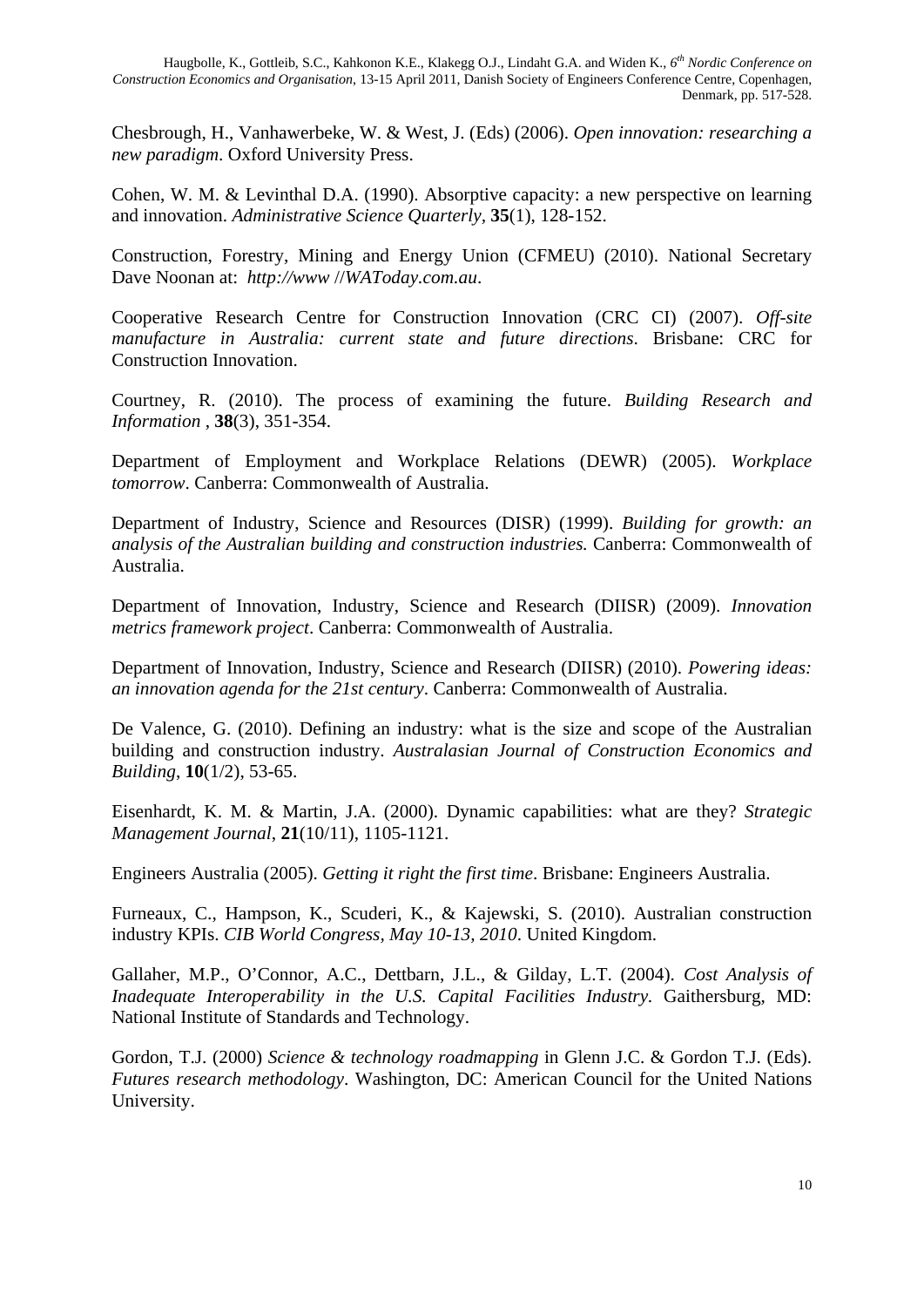Chesbrough, H., Vanhawerbeke, W. & West, J. (Eds) (2006). *Open innovation: researching a new paradigm*. Oxford University Press.

Cohen, W. M. & Levinthal D.A. (1990). Absorptive capacity: a new perspective on learning and innovation. *Administrative Science Quarterly*, **35**(1), 128-152.

Construction, Forestry, Mining and Energy Union (CFMEU) (2010). National Secretary Dave Noonan at: *http://www //WAToday.com.au*.

Cooperative Research Centre for Construction Innovation (CRC CI) (2007). *Off-site manufacture in Australia: current state and future directions*. Brisbane: CRC for Construction Innovation.

Courtney, R. (2010). The process of examining the future. *Building Research and Information* , **38**(3), 351-354.

Department of Employment and Workplace Relations (DEWR) (2005). *Workplace tomorrow*. Canberra: Commonwealth of Australia.

Department of Industry, Science and Resources (DISR) (1999). *Building for growth: an analysis of the Australian building and construction industries.* Canberra: Commonwealth of Australia.

Department of Innovation, Industry, Science and Research (DIISR) (2009). *Innovation metrics framework project*. Canberra: Commonwealth of Australia.

Department of Innovation, Industry, Science and Research (DIISR) (2010). *Powering ideas: an innovation agenda for the 21st century*. Canberra: Commonwealth of Australia.

De Valence, G. (2010). Defining an industry: what is the size and scope of the Australian building and construction industry. *Australasian Journal of Construction Economics and Building*, **10**(1/2), 53-65.

Eisenhardt, K. M. & Martin, J.A. (2000). Dynamic capabilities: what are they? *Strategic Management Journal*, **21**(10/11), 1105-1121.

Engineers Australia (2005). *Getting it right the first time*. Brisbane: Engineers Australia.

Furneaux, C., Hampson, K., Scuderi, K., & Kajewski, S. (2010). Australian construction industry KPIs. *CIB World Congress, May 10-13, 2010*. United Kingdom.

Gallaher, M.P., O'Connor, A.C., Dettbarn, J.L., & Gilday, L.T. (2004). *Cost Analysis of Inadequate Interoperability in the U.S. Capital Facilities Industry*. Gaithersburg, MD: National Institute of Standards and Technology.

Gordon, T.J. (2000) *Science & technology roadmapping* in Glenn J.C. & Gordon T.J. (Eds). *Futures research methodology*. Washington, DC: American Council for the United Nations University.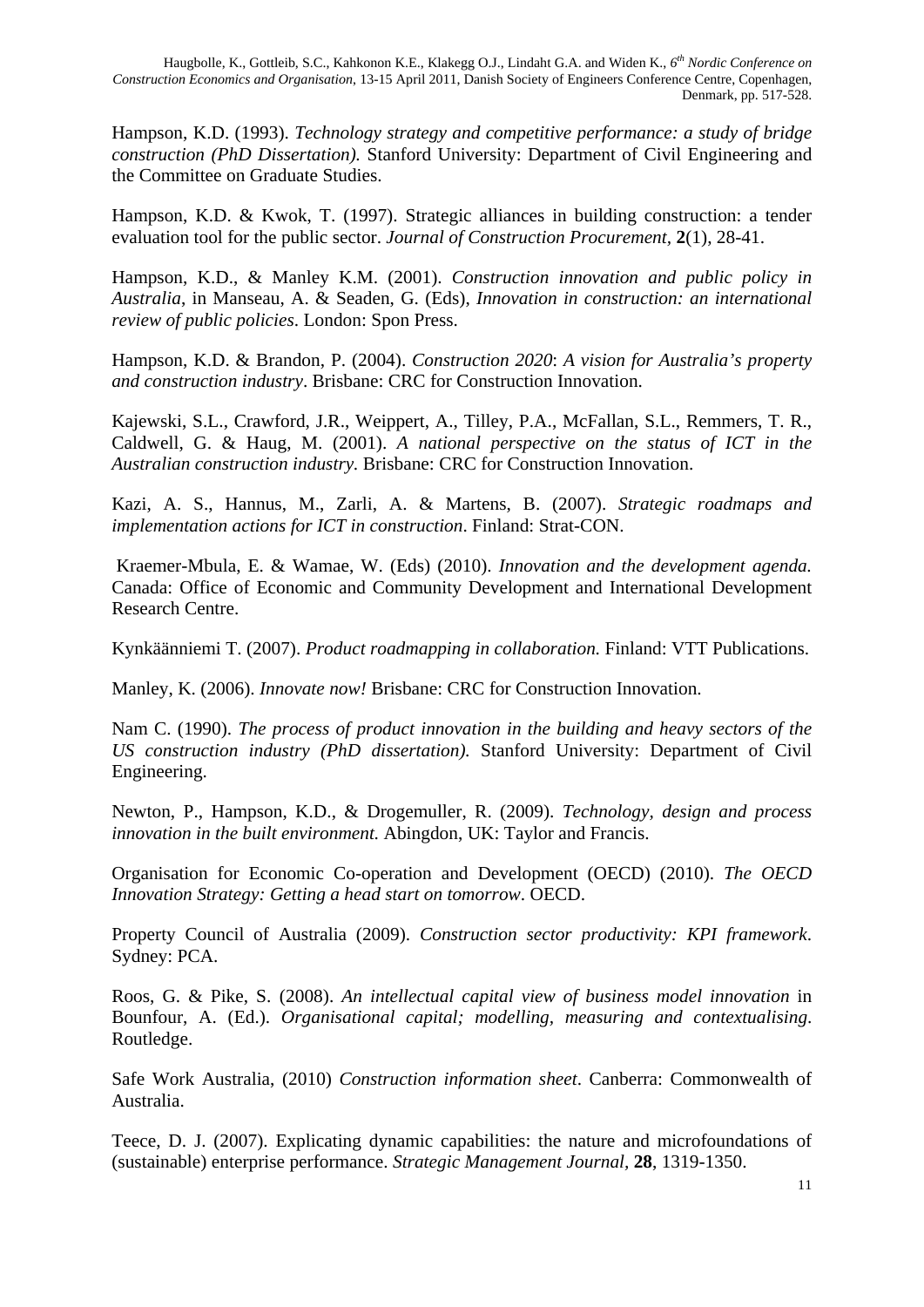Hampson, K.D. (1993). *Technology strategy and competitive performance: a study of bridge construction (PhD Dissertation).* Stanford University: Department of Civil Engineering and the Committee on Graduate Studies.

Hampson, K.D. & Kwok, T. (1997). Strategic alliances in building construction: a tender evaluation tool for the public sector. *Journal of Construction Procurement*, **2**(1), 28-41.

Hampson, K.D., & Manley K.M. (2001). *Construction innovation and public policy in Australia,* in Manseau, A. & Seaden, G. (Eds), *Innovation in construction: an international review of public policies*. London: Spon Press.

Hampson, K.D. & Brandon, P. (2004). *Construction 2020*: *A vision for Australia's property and construction industry*. Brisbane: CRC for Construction Innovation.

Kajewski, S.L., Crawford, J.R., Weippert, A., Tilley, P.A., McFallan, S.L., Remmers, T. R., Caldwell, G. & Haug, M. (2001). *A national perspective on the status of ICT in the Australian construction industry.* Brisbane: CRC for Construction Innovation.

Kazi, A. S., Hannus, M., Zarli, A. & Martens, B. (2007). *Strategic roadmaps and implementation actions for ICT in construction*. Finland: Strat-CON.

Kraemer-Mbula, E. & Wamae, W. (Eds) (2010). *Innovation and the development agenda.* Canada: Office of Economic and Community Development and International Development Research Centre.

Kynkäänniemi T. (2007). *Product roadmapping in collaboration.* Finland: VTT Publications.

Manley, K. (2006). *Innovate now!* Brisbane: CRC for Construction Innovation.

Nam C. (1990). *The process of product innovation in the building and heavy sectors of the US construction industry (PhD dissertation).* Stanford University: Department of Civil Engineering.

Newton, P., Hampson, K.D., & Drogemuller, R. (2009). *Technology, design and process innovation in the built environment.* Abingdon, UK: Taylor and Francis.

Organisation for Economic Co-operation and Development (OECD) (2010). *The OECD Innovation Strategy: Getting a head start on tomorrow*. OECD.

Property Council of Australia (2009). *Construction sector productivity: KPI framework*. Sydney: PCA.

Roos, G. & Pike, S. (2008). *An intellectual capital view of business model innovation* in Bounfour, A. (Ed.). *Organisational capital; modelling, measuring and contextualising*. Routledge.

Safe Work Australia, (2010) *Construction information sheet*. Canberra: Commonwealth of Australia.

Teece, D. J. (2007). Explicating dynamic capabilities: the nature and microfoundations of (sustainable) enterprise performance. *Strategic Management Journal*, **28**, 1319-1350.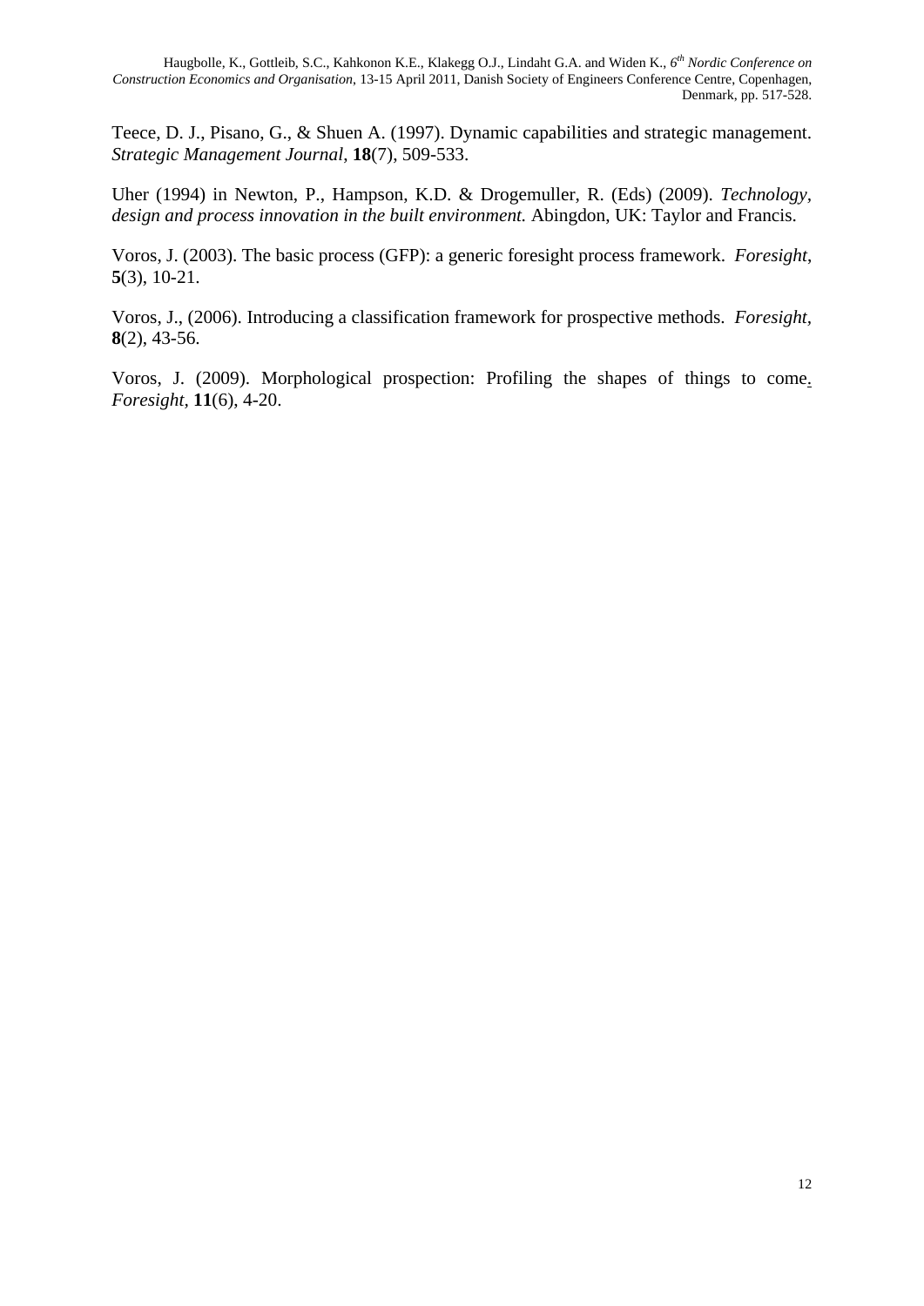Teece, D. J., Pisano, G., & Shuen A. (1997). Dynamic capabilities and strategic management. *Strategic Management Journal*, **18**(7), 509-533.

Uher (1994) in Newton, P., Hampson, K.D. & Drogemuller, R. (Eds) (2009). *Technology, design and process innovation in the built environment.* Abingdon, UK: Taylor and Francis.

Voros, J. (2003). The basic process (GFP): a generic foresight process framework. *Foresight*, **5**(3), 10-21.

Voros, J., (2006). Introducing a classification framework for prospective methods. *Foresight*, **8**(2), 43-56.

Voros, J. (2009). Morphological prospection: Profiling the shapes of things to come. *Foresight*, **11**(6), 4-20.